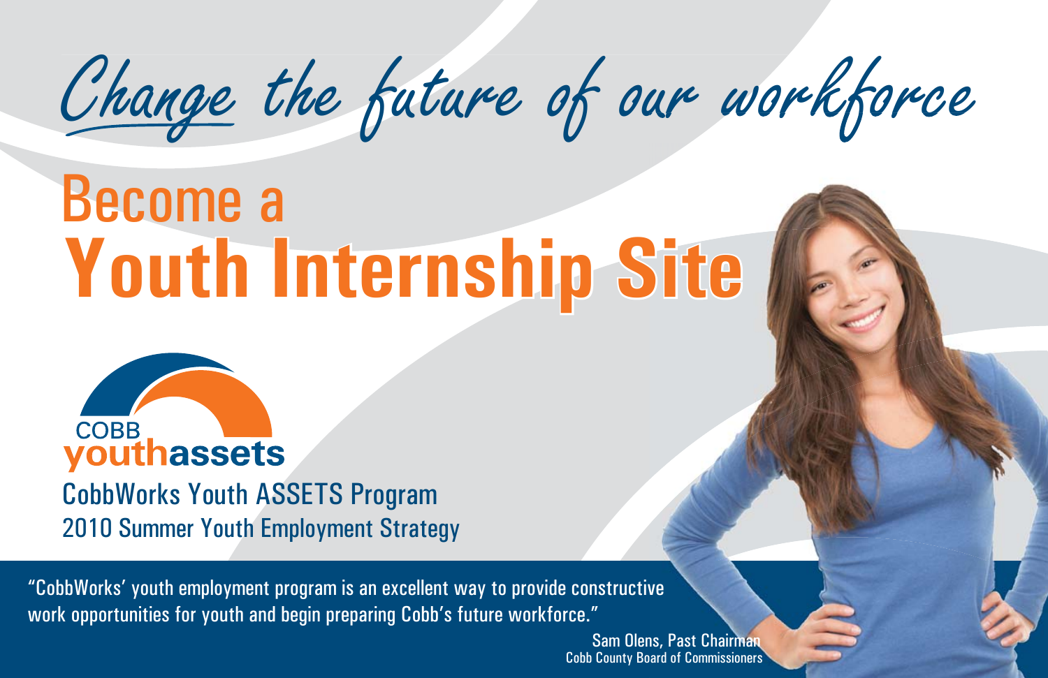*Change the future of our workforce*

# Become a
# **Youth Internship Site**

COBB
**youthassets**

## CobbWorks Youth ASSETS Program
2010 Summer Youth Employment Strategy

"CobbWorks' youth employment program is an excellent way to provide constructive work opportunities for youth and begin preparing Cobb's future workforce."

Sam Olens, Past Chairman
Cobb County Board of Commissioners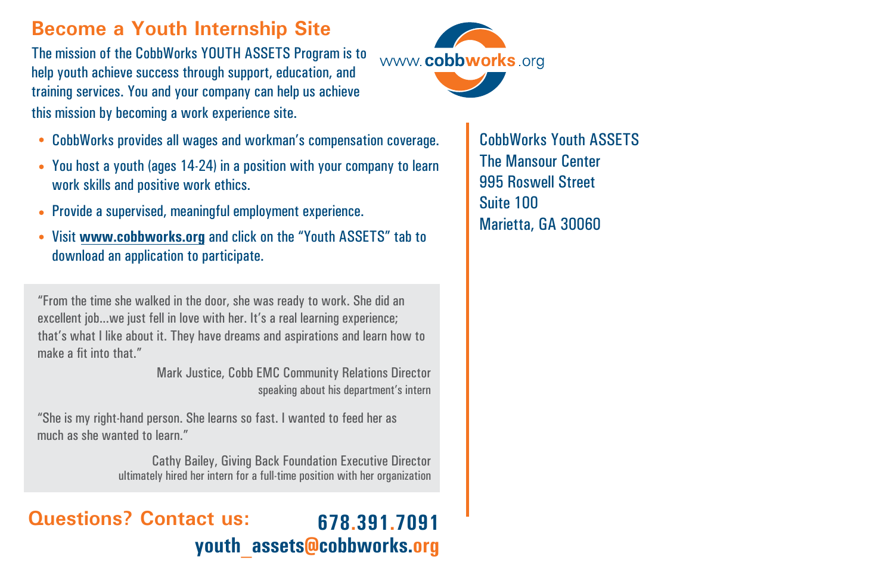## Become a Youth Internship Site

The mission of the CobbWorks YOUTH ASSETS Program is to help youth achieve success through support, education, and training services. You and your company can help us achieve this mission by becoming a work experience site.

www.cobbworks.org

- CobbWorks provides all wages and workman's compensation coverage.
- You host a youth (ages 14-24) in a position with your company to learn work skills and positive work ethics.
- Provide a supervised, meaningful employment experience.
- Visit **www.cobbworks.org** and click on the "Youth ASSETS" tab to download an application to participate.

"From the time she walked in the door, she was ready to work. She did an excellent job...we just fell in love with her. It's a real learning experience; that's what I like about it. They have dreams and aspirations and learn how to make a fit into that."

Mark Justice, Cobb EMC Community Relations Director
speaking about his department's intern

"She is my right-hand person. She learns so fast. I wanted to feed her as much as she wanted to learn."

Cathy Bailey, Giving Back Foundation Executive Director
ultimately hired her intern for a full-time position with her organization

## Questions? Contact us:

**678.391.7091**
**youth_assets@cobbworks.org**

CobbWorks Youth ASSETS
The Mansour Center
995 Roswell Street
Suite 100
Marietta, GA 30060